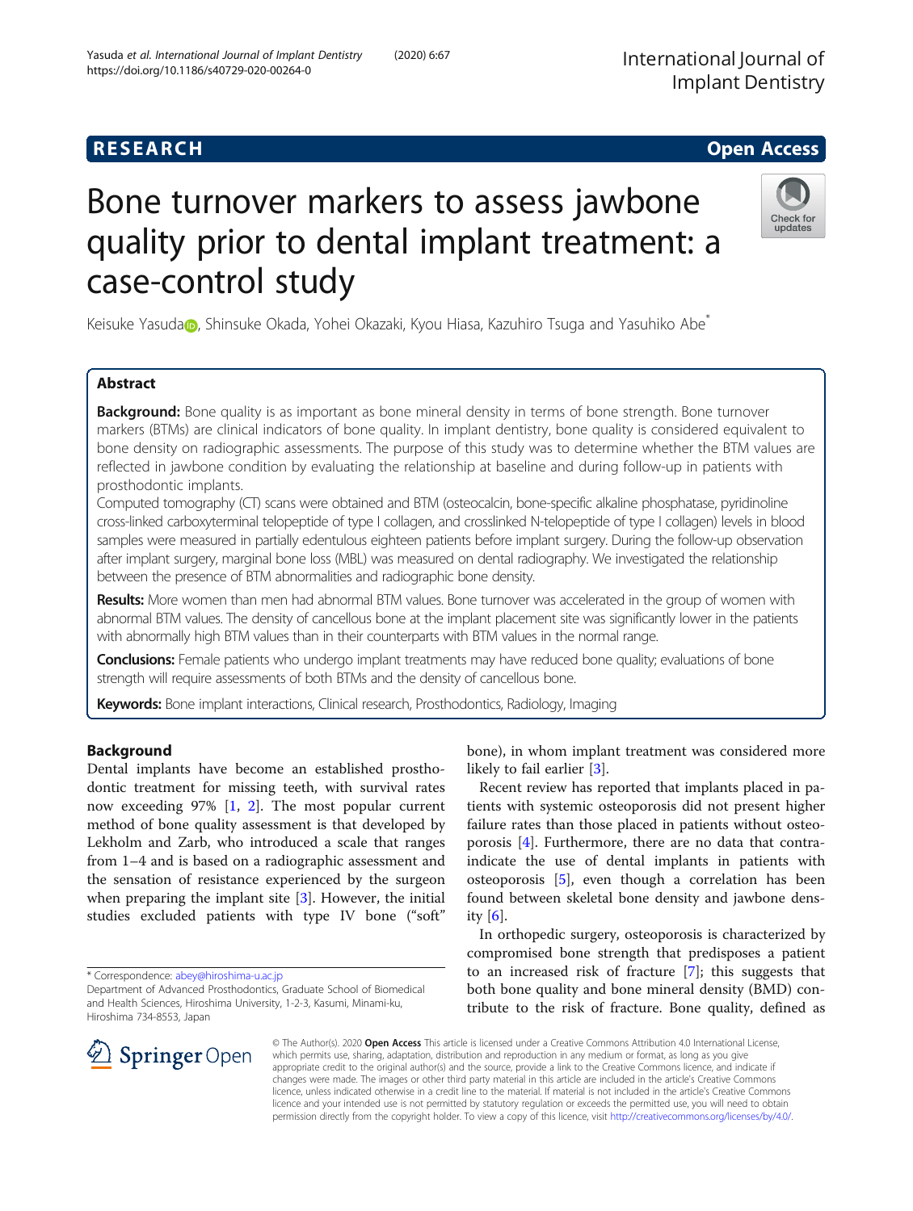RESEARCH Open Access

# Bone turnover markers to assess jawbone quality prior to dental implant treatment: a case-control study

Keisuke Yasuda, Shinsuke Okada, Yohei Okazaki, Kyou Hiasa, Kazuhiro Tsuga and Yasuhiko Abe*

## Abstract

**Background:** Bone quality is as important as bone mineral density in terms of bone strength. Bone turnover markers (BTMs) are clinical indicators of bone quality. In implant dentistry, bone quality is considered equivalent to bone density on radiographic assessments. The purpose of this study was to determine whether the BTM values are reflected in jawbone condition by evaluating the relationship at baseline and during follow-up in patients with prosthodontic implants.

Computed tomography (CT) scans were obtained and BTM (osteocalcin, bone-specific alkaline phosphatase, pyridinoline cross-linked carboxyterminal telopeptide of type I collagen, and crosslinked N-telopeptide of type I collagen) levels in blood samples were measured in partially edentulous eighteen patients before implant surgery. During the follow-up observation after implant surgery, marginal bone loss (MBL) was measured on dental radiography. We investigated the relationship between the presence of BTM abnormalities and radiographic bone density.

**Results:** More women than men had abnormal BTM values. Bone turnover was accelerated in the group of women with abnormal BTM values. The density of cancellous bone at the implant placement site was significantly lower in the patients with abnormally high BTM values than in their counterparts with BTM values in the normal range.

**Conclusions:** Female patients who undergo implant treatments may have reduced bone quality; evaluations of bone strength will require assessments of both BTMs and the density of cancellous bone.

**Keywords:** Bone implant interactions, Clinical research, Prosthodontics, Radiology, Imaging

## Background

Dental implants have become an established prosthodontic treatment for missing teeth, with survival rates now exceeding 97% [1, 2]. The most popular current method of bone quality assessment is that developed by Lekholm and Zarb, who introduced a scale that ranges from 1–4 and is based on a radiographic assessment and the sensation of resistance experienced by the surgeon when preparing the implant site [3]. However, the initial studies excluded patients with type IV bone ("soft" bone), in whom implant treatment was considered more likely to fail earlier [3].

Recent review has reported that implants placed in patients with systemic osteoporosis did not present higher failure rates than those placed in patients without osteoporosis [4]. Furthermore, there are no data that contraindicate the use of dental implants in patients with osteoporosis [5], even though a correlation has been found between skeletal bone density and jawbone density [6].

In orthopedic surgery, osteoporosis is characterized by compromised bone strength that predisposes a patient to an increased risk of fracture [7]; this suggests that both bone quality and bone mineral density (BMD) contribute to the risk of fracture. Bone quality, defined as

\* Correspondence: abey@hiroshima-u.ac.jp
Department of Advanced Prosthodontics, Graduate School of Biomedical and Health Sciences, Hiroshima University, 1-2-3, Kasumi, Minami-ku, Hiroshima 734-8553, Japan

© The Author(s). 2020 **Open Access** This article is licensed under a Creative Commons Attribution 4.0 International License, which permits use, sharing, adaptation, distribution and reproduction in any medium or format, as long as you give appropriate credit to the original author(s) and the source, provide a link to the Creative Commons licence, and indicate if changes were made. The images or other third party material in this article are included in the article's Creative Commons licence, unless indicated otherwise in a credit line to the material. If material is not included in the article's Creative Commons licence and your intended use is not permitted by statutory regulation or exceeds the permitted use, you will need to obtain permission directly from the copyright holder. To view a copy of this licence, visit http://creativecommons.org/licenses/by/4.0/.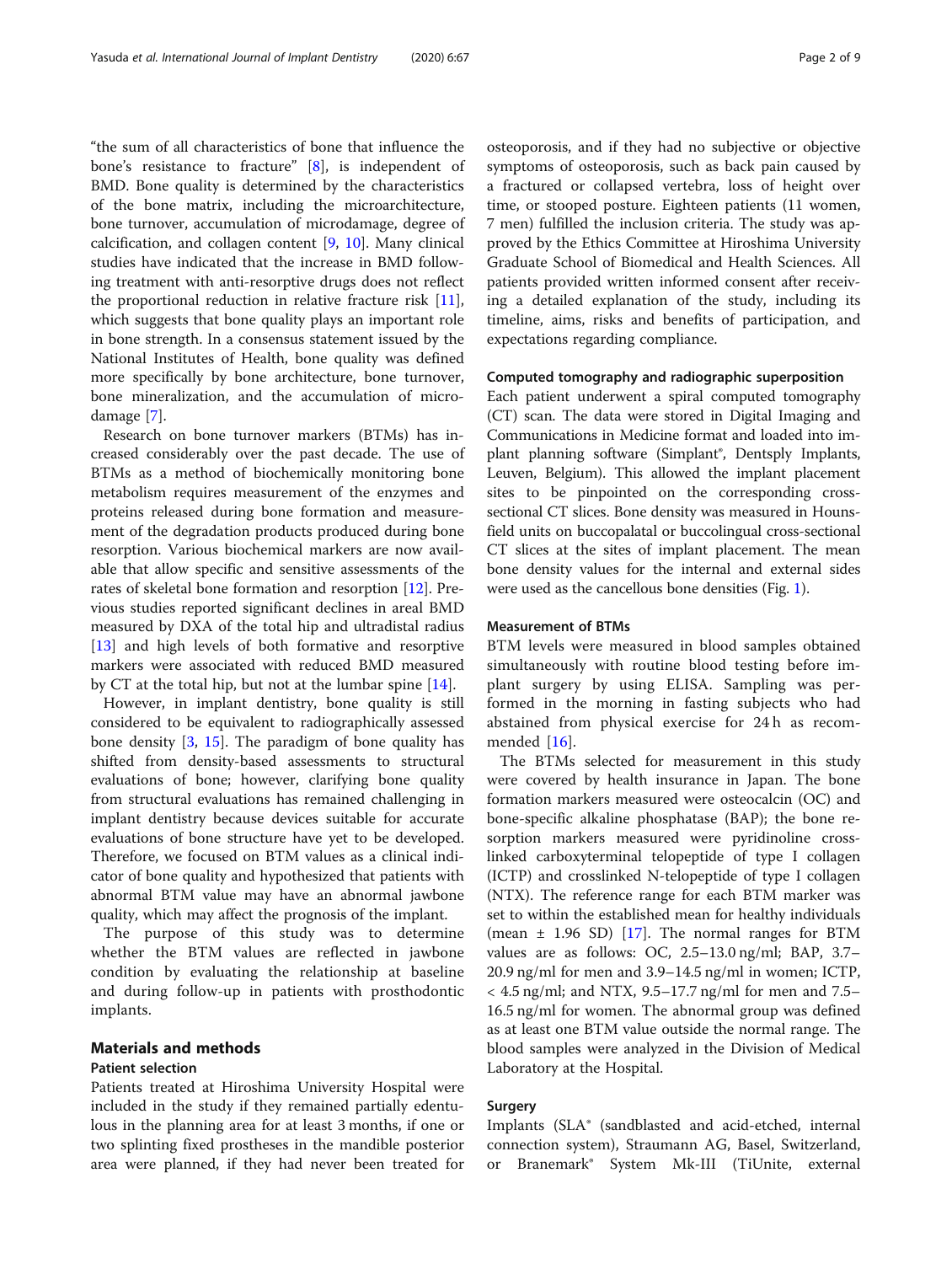"the sum of all characteristics of bone that influence the bone's resistance to fracture" [8], is independent of BMD. Bone quality is determined by the characteristics of the bone matrix, including the microarchitecture, bone turnover, accumulation of microdamage, degree of calcification, and collagen content [9, 10]. Many clinical studies have indicated that the increase in BMD following treatment with anti-resorptive drugs does not reflect the proportional reduction in relative fracture risk [11], which suggests that bone quality plays an important role in bone strength. In a consensus statement issued by the National Institutes of Health, bone quality was defined more specifically by bone architecture, bone turnover, bone mineralization, and the accumulation of microdamage [7].

Research on bone turnover markers (BTMs) has increased considerably over the past decade. The use of BTMs as a method of biochemically monitoring bone metabolism requires measurement of the enzymes and proteins released during bone formation and measurement of the degradation products produced during bone resorption. Various biochemical markers are now available that allow specific and sensitive assessments of the rates of skeletal bone formation and resorption [12]. Previous studies reported significant declines in areal BMD measured by DXA of the total hip and ultradistal radius [13] and high levels of both formative and resorptive markers were associated with reduced BMD measured by CT at the total hip, but not at the lumbar spine [14].

However, in implant dentistry, bone quality is still considered to be equivalent to radiographically assessed bone density [3, 15]. The paradigm of bone quality has shifted from density-based assessments to structural evaluations of bone; however, clarifying bone quality from structural evaluations has remained challenging in implant dentistry because devices suitable for accurate evaluations of bone structure have yet to be developed. Therefore, we focused on BTM values as a clinical indicator of bone quality and hypothesized that patients with abnormal BTM value may have an abnormal jawbone quality, which may affect the prognosis of the implant.

The purpose of this study was to determine whether the BTM values are reflected in jawbone condition by evaluating the relationship at baseline and during follow-up in patients with prosthodontic implants.

## Materials and methods

### Patient selection

Patients treated at Hiroshima University Hospital were included in the study if they remained partially edentulous in the planning area for at least 3 months, if one or two splinting fixed prostheses in the mandible posterior area were planned, if they had never been treated for osteoporosis, and if they had no subjective or objective symptoms of osteoporosis, such as back pain caused by a fractured or collapsed vertebra, loss of height over time, or stooped posture. Eighteen patients (11 women, 7 men) fulfilled the inclusion criteria. The study was approved by the Ethics Committee at Hiroshima University Graduate School of Biomedical and Health Sciences. All patients provided written informed consent after receiving a detailed explanation of the study, including its timeline, aims, risks and benefits of participation, and expectations regarding compliance.

### Computed tomography and radiographic superposition

Each patient underwent a spiral computed tomography (CT) scan. The data were stored in Digital Imaging and Communications in Medicine format and loaded into implant planning software (Simplant®, Dentsply Implants, Leuven, Belgium). This allowed the implant placement sites to be pinpointed on the corresponding cross-sectional CT slices. Bone density was measured in Hounsfield units on buccopalatal or buccolingual cross-sectional CT slices at the sites of implant placement. The mean bone density values for the internal and external sides were used as the cancellous bone densities (Fig. 1).

### Measurement of BTMs

BTM levels were measured in blood samples obtained simultaneously with routine blood testing before implant surgery by using ELISA. Sampling was performed in the morning in fasting subjects who had abstained from physical exercise for 24 h as recommended [16].

The BTMs selected for measurement in this study were covered by health insurance in Japan. The bone formation markers measured were osteocalcin (OC) and bone-specific alkaline phosphatase (BAP); the bone resorption markers measured were pyridinoline cross-linked carboxyterminal telopeptide of type I collagen (ICTP) and crosslinked N-telopeptide of type I collagen (NTX). The reference range for each BTM marker was set to within the established mean for healthy individuals (mean ± 1.96 SD) [17]. The normal ranges for BTM values are as follows: OC, 2.5–13.0 ng/ml; BAP, 3.7–20.9 ng/ml for men and 3.9–14.5 ng/ml in women; ICTP, < 4.5 ng/ml; and NTX, 9.5–17.7 ng/ml for men and 7.5–16.5 ng/ml for women. The abnormal group was defined as at least one BTM value outside the normal range. The blood samples were analyzed in the Division of Medical Laboratory at the Hospital.

### Surgery

Implants (SLA® (sandblasted and acid-etched, internal connection system), Straumann AG, Basel, Switzerland, or Branemark® System Mk-III (TiUnite, external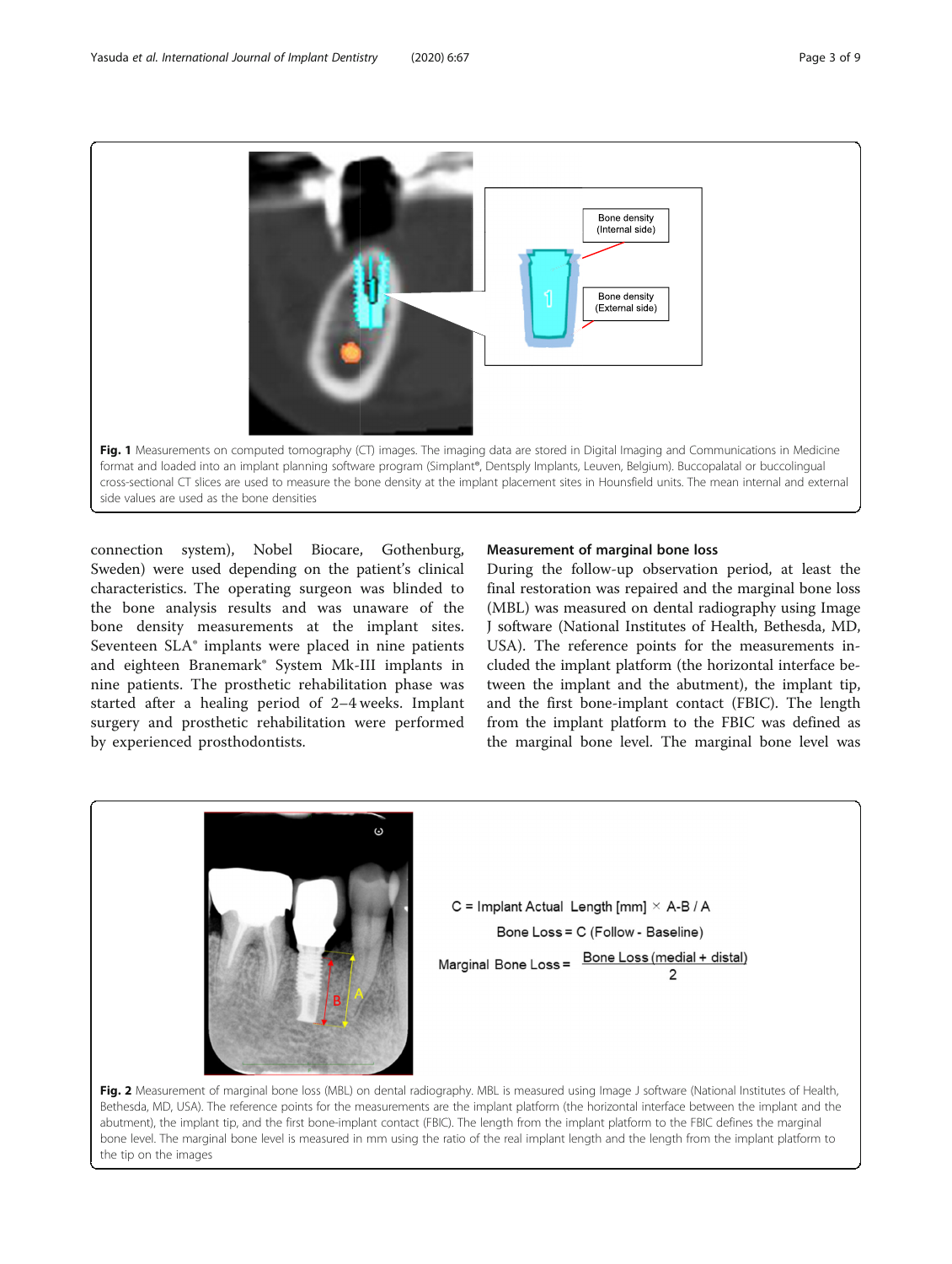Fig. 1 Measurements on computed tomography (CT) images. The imaging data are stored in Digital Imaging and Communications in Medicine format and loaded into an implant planning software program (Simplant®, Dentsply Implants, Leuven, Belgium). Buccopalatal or buccolingual cross-sectional CT slices are used to measure the bone density at the implant placement sites in Hounsfield units. The mean internal and external side values are used as the bone densities

connection system), Nobel Biocare, Gothenburg, Sweden) were used depending on the patient's clinical characteristics. The operating surgeon was blinded to the bone analysis results and was unaware of the bone density measurements at the implant sites. Seventeen SLA® implants were placed in nine patients and eighteen Branemark® System Mk-III implants in nine patients. The prosthetic rehabilitation phase was started after a healing period of 2–4 weeks. Implant surgery and prosthetic rehabilitation were performed by experienced prosthodontists.

### Measurement of marginal bone loss

During the follow-up observation period, at least the final restoration was repaired and the marginal bone loss (MBL) was measured on dental radiography using Image J software (National Institutes of Health, Bethesda, MD, USA). The reference points for the measurements included the implant platform (the horizontal interface between the implant and the abutment), the implant tip, and the first bone-implant contact (FBIC). The length from the implant platform to the FBIC was defined as the marginal bone level. The marginal bone level was

$$C = \text{Implant Actual Length [mm]} \times A\text{-}B / A$$

$$\text{Bone Loss} = C\ (\text{Follow} - \text{Baseline})$$

$$\text{Marginal Bone Loss} = \frac{\text{Bone Loss (medial + distal)}}{2}$$

Fig. 2 Measurement of marginal bone loss (MBL) on dental radiography. MBL is measured using Image J software (National Institutes of Health, Bethesda, MD, USA). The reference points for the measurements are the implant platform (the horizontal interface between the implant and the abutment), the implant tip, and the first bone-implant contact (FBIC). The length from the implant platform to the FBIC defines the marginal bone level. The marginal bone level is measured in mm using the ratio of the real implant length and the length from the implant platform to the tip on the images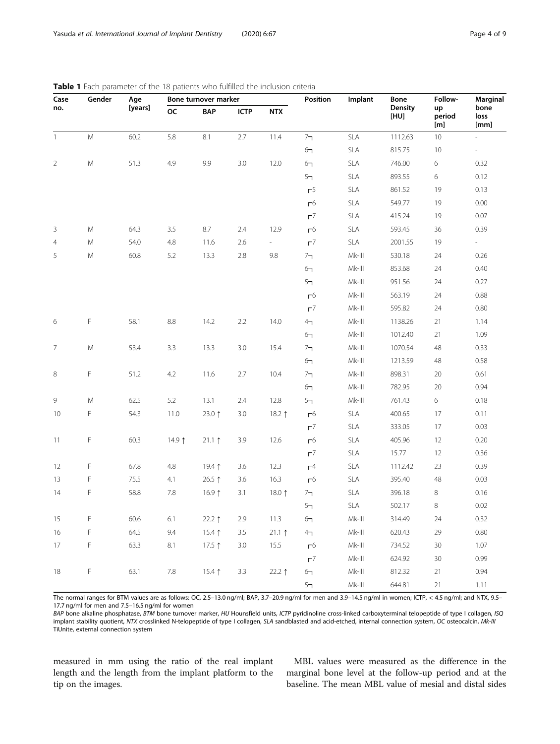**Table 1** Each parameter of the 18 patients who fulfilled the inclusion criteria

| Case no. | Gender | Age [years] | Bone turnover marker | | | | Position | Implant | Bone Density [HU] | Follow-up period [m] | Marginal bone loss [mm] |
|---|---|---|---|---|---|---|---|---|---|---|---|
| | | | OC | BAP | ICTP | NTX | | | | | |
| 1 | M | 60.2 | 5.8 | 8.1 | 2.7 | 11.4 | 7┐ | SLA | 1112.63 | 10 | - |
| | | | | | | | 6┐ | SLA | 815.75 | 10 | - |
| 2 | M | 51.3 | 4.9 | 9.9 | 3.0 | 12.0 | 6┐ | SLA | 746.00 | 6 | 0.32 |
| | | | | | | | 5┐ | SLA | 893.55 | 6 | 0.12 |
| | | | | | | | ┌5 | SLA | 861.52 | 19 | 0.13 |
| | | | | | | | ┌6 | SLA | 549.77 | 19 | 0.00 |
| | | | | | | | ┌7 | SLA | 415.24 | 19 | 0.07 |
| 3 | M | 64.3 | 3.5 | 8.7 | 2.4 | 12.9 | ┌6 | SLA | 593.45 | 36 | 0.39 |
| 4 | M | 54.0 | 4.8 | 11.6 | 2.6 | - | ┌7 | SLA | 2001.55 | 19 | - |
| 5 | M | 60.8 | 5.2 | 13.3 | 2.8 | 9.8 | 7┐ | Mk-III | 530.18 | 24 | 0.26 |
| | | | | | | | 6┐ | Mk-III | 853.68 | 24 | 0.40 |
| | | | | | | | 5┐ | Mk-III | 951.56 | 24 | 0.27 |
| | | | | | | | ┌6 | Mk-III | 563.19 | 24 | 0.88 |
| | | | | | | | ┌7 | Mk-III | 595.82 | 24 | 0.80 |
| 6 | F | 58.1 | 8.8 | 14.2 | 2.2 | 14.0 | 4┐ | Mk-III | 1138.26 | 21 | 1.14 |
| | | | | | | | 6┐ | Mk-III | 1012.40 | 21 | 1.09 |
| 7 | M | 53.4 | 3.3 | 13.3 | 3.0 | 15.4 | 7┐ | Mk-III | 1070.54 | 48 | 0.33 |
| | | | | | | | 6┐ | Mk-III | 1213.59 | 48 | 0.58 |
| 8 | F | 51.2 | 4.2 | 11.6 | 2.7 | 10.4 | 7┐ | Mk-III | 898.31 | 20 | 0.61 |
| | | | | | | | 6┐ | Mk-III | 782.95 | 20 | 0.94 |
| 9 | M | 62.5 | 5.2 | 13.1 | 2.4 | 12.8 | 5┐ | Mk-III | 761.43 | 6 | 0.18 |
| 10 | F | 54.3 | 11.0 | 23.0 ↑ | 3.0 | 18.2 ↑ | ┌6 | SLA | 400.65 | 17 | 0.11 |
| | | | | | | | ┌7 | SLA | 333.05 | 17 | 0.03 |
| 11 | F | 60.3 | 14.9 ↑ | 21.1 ↑ | 3.9 | 12.6 | ┌6 | SLA | 405.96 | 12 | 0.20 |
| | | | | | | | ┌7 | SLA | 15.77 | 12 | 0.36 |
| 12 | F | 67.8 | 4.8 | 19.4 ↑ | 3.6 | 12.3 | ┌4 | SLA | 1112.42 | 23 | 0.39 |
| 13 | F | 75.5 | 4.1 | 26.5 ↑ | 3.6 | 16.3 | ┌6 | SLA | 395.40 | 48 | 0.03 |
| 14 | F | 58.8 | 7.8 | 16.9 ↑ | 3.1 | 18.0 ↑ | 7┐ | SLA | 396.18 | 8 | 0.16 |
| | | | | | | | 5┐ | SLA | 502.17 | 8 | 0.02 |
| 15 | F | 60.6 | 6.1 | 22.2 ↑ | 2.9 | 11.3 | 6┐ | Mk-III | 314.49 | 24 | 0.32 |
| 16 | F | 64.5 | 9.4 | 15.4 ↑ | 3.5 | 21.1 ↑ | 4┐ | Mk-III | 620.43 | 29 | 0.80 |
| 17 | F | 63.3 | 8.1 | 17.5 ↑ | 3.0 | 15.5 | ┌6 | Mk-III | 734.52 | 30 | 1.07 |
| | | | | | | | ┌7 | Mk-III | 624.92 | 30 | 0.99 |
| 18 | F | 63.1 | 7.8 | 15.4 ↑ | 3.3 | 22.2 ↑ | 6┐ | Mk-III | 812.32 | 21 | 0.94 |
| | | | | | | | 5┐ | Mk-III | 644.81 | 21 | 1.11 |

The normal ranges for BTM values are as follows: OC, 2.5–13.0 ng/ml; BAP, 3.7–20.9 ng/ml for men and 3.9–14.5 ng/ml in women; ICTP, < 4.5 ng/ml; and NTX, 9.5–17.7 ng/ml for men and 7.5–16.5 ng/ml for women

*BAP* bone alkaline phosphatase, *BTM* bone turnover marker, *HU* Hounsfield units, *ICTP* pyridinoline cross-linked carboxyterminal telopeptide of type I collagen, *ISQ* implant stability quotient, *NTX* crosslinked N-telopeptide of type I collagen, *SLA* sandblasted and acid-etched, internal connection system, *OC* osteocalcin, *Mk-III* TiUnite, external connection system

measured in mm using the ratio of the real implant length and the length from the implant platform to the tip on the images.

MBL values were measured as the difference in the marginal bone level at the follow-up period and at the baseline. The mean MBL value of mesial and distal sides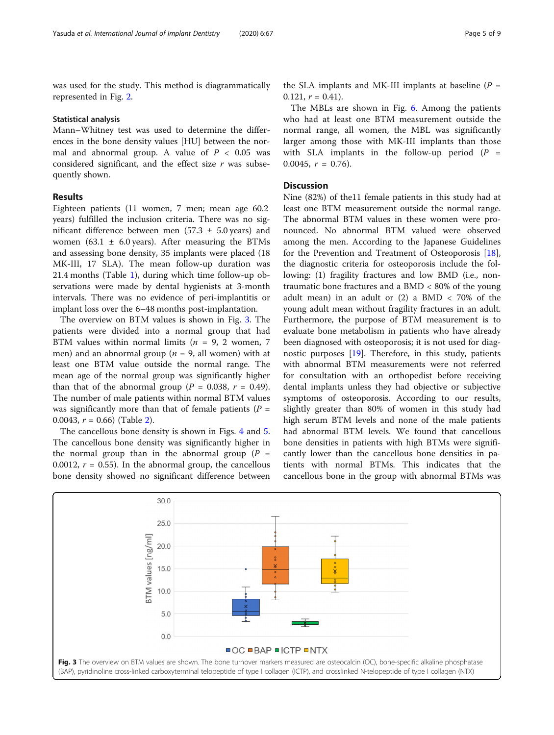was used for the study. This method is diagrammatically represented in Fig. 2.

### Statistical analysis

Mann–Whitney test was used to determine the differences in the bone density values [HU] between the normal and abnormal group. A value of $P < 0.05$ was considered significant, and the effect size $r$ was subsequently shown.

## Results

Eighteen patients (11 women, 7 men; mean age 60.2 years) fulfilled the inclusion criteria. There was no significant difference between men (57.3 ± 5.0 years) and women (63.1 ± 6.0 years). After measuring the BTMs and assessing bone density, 35 implants were placed (18 MK-III, 17 SLA). The mean follow-up duration was 21.4 months (Table 1), during which time follow-up observations were made by dental hygienists at 3-month intervals. There was no evidence of peri-implantitis or implant loss over the 6–48 months post-implantation.

The overview on BTM values is shown in Fig. 3. The patients were divided into a normal group that had BTM values within normal limits ($n$ = 9, 2 women, 7 men) and an abnormal group ($n$ = 9, all women) with at least one BTM value outside the normal range. The mean age of the normal group was significantly higher than that of the abnormal group ($P$ = 0.038, $r$ = 0.49). The number of male patients within normal BTM values was significantly more than that of female patients ($P$ = 0.0043, $r$ = 0.66) (Table 2).

The cancellous bone density is shown in Figs. 4 and 5. The cancellous bone density was significantly higher in the normal group than in the abnormal group ($P$ = 0.0012, $r$ = 0.55). In the abnormal group, the cancellous bone density showed no significant difference between the SLA implants and MK-III implants at baseline ($P$ = 0.121, $r$ = 0.41).

The MBLs are shown in Fig. 6. Among the patients who had at least one BTM measurement outside the normal range, all women, the MBL was significantly larger among those with MK-III implants than those with SLA implants in the follow-up period ($P$ = 0.0045, $r$ = 0.76).

## Discussion

Nine (82%) of the11 female patients in this study had at least one BTM measurement outside the normal range. The abnormal BTM values in these women were pronounced. No abnormal BTM valued were observed among the men. According to the Japanese Guidelines for the Prevention and Treatment of Osteoporosis [18], the diagnostic criteria for osteoporosis include the following: (1) fragility fractures and low BMD (i.e., non-traumatic bone fractures and a BMD < 80% of the young adult mean) in an adult or (2) a BMD < 70% of the young adult mean without fragility fractures in an adult. Furthermore, the purpose of BTM measurement is to evaluate bone metabolism in patients who have already been diagnosed with osteoporosis; it is not used for diagnostic purposes [19]. Therefore, in this study, patients with abnormal BTM measurements were not referred for consultation with an orthopedist before receiving dental implants unless they had objective or subjective symptoms of osteoporosis. According to our results, slightly greater than 80% of women in this study had high serum BTM levels and none of the male patients had abnormal BTM levels. We found that cancellous bone densities in patients with high BTMs were significantly lower than the cancellous bone densities in patients with normal BTMs. This indicates that the cancellous bone in the group with abnormal BTMs was

**Fig. 3** The overview on BTM values are shown. The bone turnover markers measured are osteocalcin (OC), bone-specific alkaline phosphatase (BAP), pyridinoline cross-linked carboxyterminal telopeptide of type I collagen (ICTP), and crosslinked N-telopeptide of type I collagen (NTX)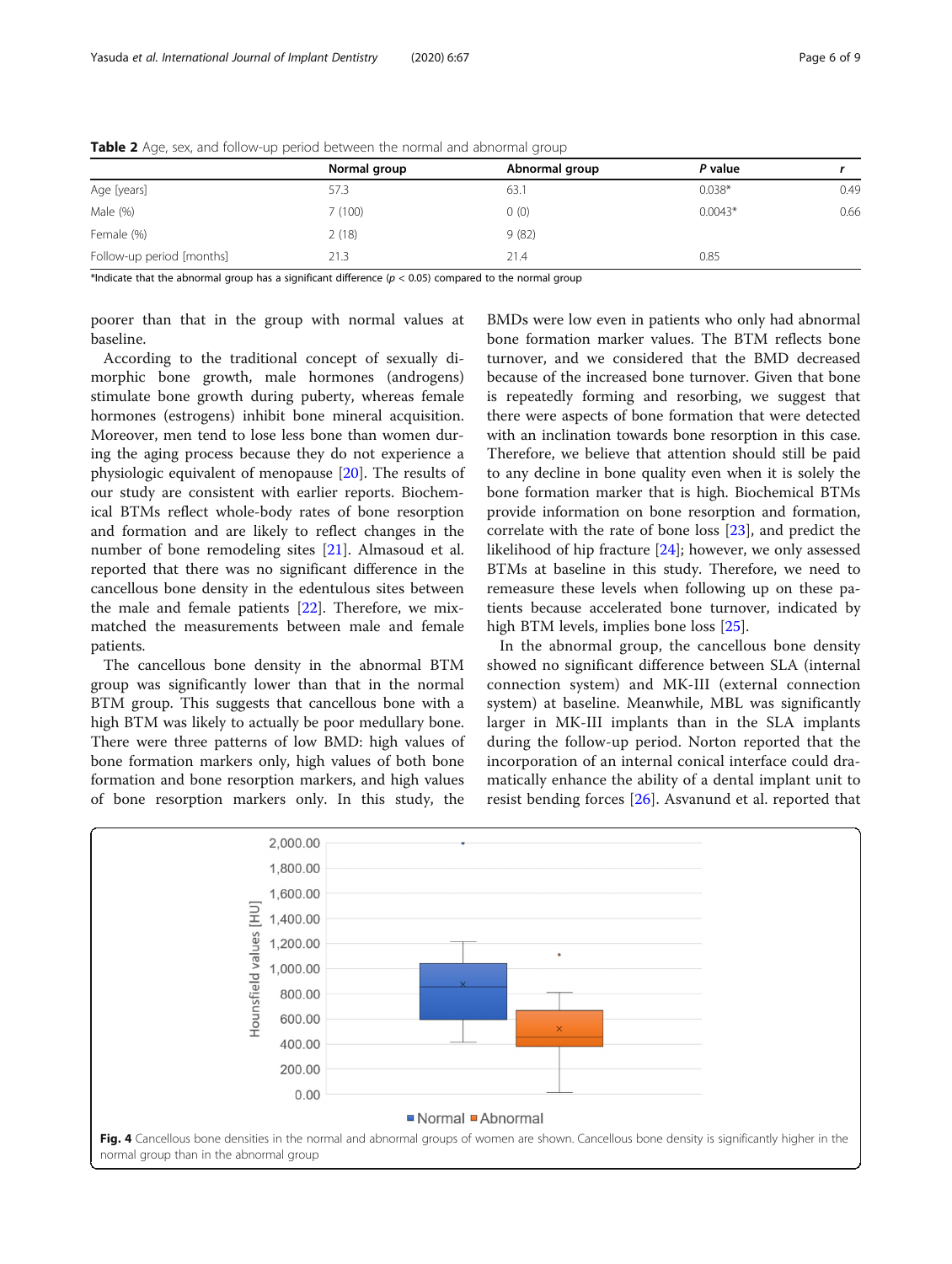**Table 2** Age, sex, and follow-up period between the normal and abnormal group

| | Normal group | Abnormal group | *P* value | *r* |
|---|---|---|---|---|
| Age [years] | 57.3 | 63.1 | 0.038* | 0.49 |
| Male (%) | 7 (100) | 0 (0) | 0.0043* | 0.66 |
| Female (%) | 2 (18) | 9 (82) | | |
| Follow-up period [months] | 21.3 | 21.4 | 0.85 | |

*Indicate that the abnormal group has a significant difference ($p < 0.05$) compared to the normal group

poorer than that in the group with normal values at baseline.

According to the traditional concept of sexually dimorphic bone growth, male hormones (androgens) stimulate bone growth during puberty, whereas female hormones (estrogens) inhibit bone mineral acquisition. Moreover, men tend to lose less bone than women during the aging process because they do not experience a physiologic equivalent of menopause [20]. The results of our study are consistent with earlier reports. Biochemical BTMs reflect whole-body rates of bone resorption and formation and are likely to reflect changes in the number of bone remodeling sites [21]. Almasoud et al. reported that there was no significant difference in the cancellous bone density in the edentulous sites between the male and female patients [22]. Therefore, we mix-matched the measurements between male and female patients.

The cancellous bone density in the abnormal BTM group was significantly lower than that in the normal BTM group. This suggests that cancellous bone with a high BTM was likely to actually be poor medullary bone. There were three patterns of low BMD: high values of bone formation markers only, high values of both bone formation and bone resorption markers, and high values of bone resorption markers only. In this study, the BMDs were low even in patients who only had abnormal bone formation marker values. The BTM reflects bone turnover, and we considered that the BMD decreased because of the increased bone turnover. Given that bone is repeatedly forming and resorbing, we suggest that there were aspects of bone formation that were detected with an inclination towards bone resorption in this case. Therefore, we believe that attention should still be paid to any decline in bone quality even when it is solely the bone formation marker that is high. Biochemical BTMs provide information on bone resorption and formation, correlate with the rate of bone loss [23], and predict the likelihood of hip fracture [24]; however, we only assessed BTMs at baseline in this study. Therefore, we need to remeasure these levels when following up on these patients because accelerated bone turnover, indicated by high BTM levels, implies bone loss [25].

In the abnormal group, the cancellous bone density showed no significant difference between SLA (internal connection system) and MK-III (external connection system) at baseline. Meanwhile, MBL was significantly larger in MK-III implants than in the SLA implants during the follow-up period. Norton reported that the incorporation of an internal conical interface could dramatically enhance the ability of a dental implant unit to resist bending forces [26]. Asvanund et al. reported that

**Fig. 4** Cancellous bone densities in the normal and abnormal groups of women are shown. Cancellous bone density is significantly higher in the normal group than in the abnormal group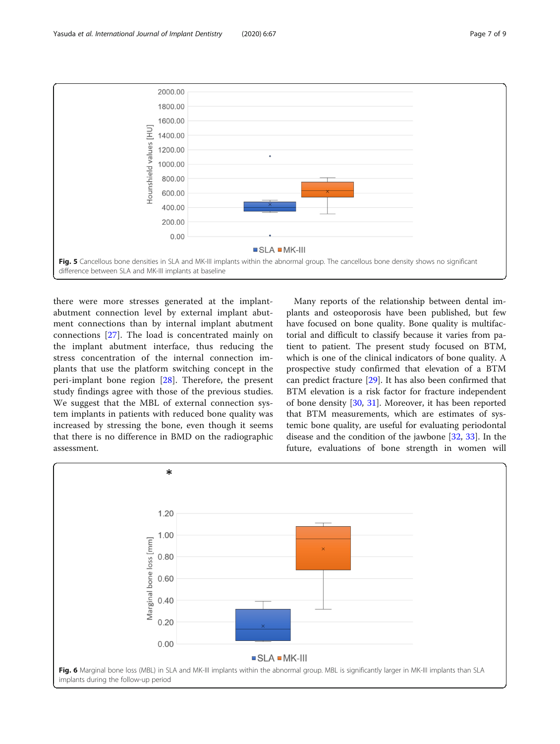Fig. 5 Cancellous bone densities in SLA and MK-III implants within the abnormal group. The cancellous bone density shows no significant difference between SLA and MK-III implants at baseline

there were more stresses generated at the implant-abutment connection level by external implant abutment connections than by internal implant abutment connections [27]. The load is concentrated mainly on the implant abutment interface, thus reducing the stress concentration of the internal connection implants that use the platform switching concept in the peri-implant bone region [28]. Therefore, the present study findings agree with those of the previous studies. We suggest that the MBL of external connection system implants in patients with reduced bone quality was increased by stressing the bone, even though it seems that there is no difference in BMD on the radiographic assessment.

Many reports of the relationship between dental implants and osteoporosis have been published, but few have focused on bone quality. Bone quality is multifactorial and difficult to classify because it varies from patient to patient. The present study focused on BTM, which is one of the clinical indicators of bone quality. A prospective study confirmed that elevation of a BTM can predict fracture [29]. It has also been confirmed that BTM elevation is a risk factor for fracture independent of bone density [30, 31]. Moreover, it has been reported that BTM measurements, which are estimates of systemic bone quality, are useful for evaluating periodontal disease and the condition of the jawbone [32, 33]. In the future, evaluations of bone strength in women will

Fig. 6 Marginal bone loss (MBL) in SLA and MK-III implants within the abnormal group. MBL is significantly larger in MK-III implants than SLA implants during the follow-up period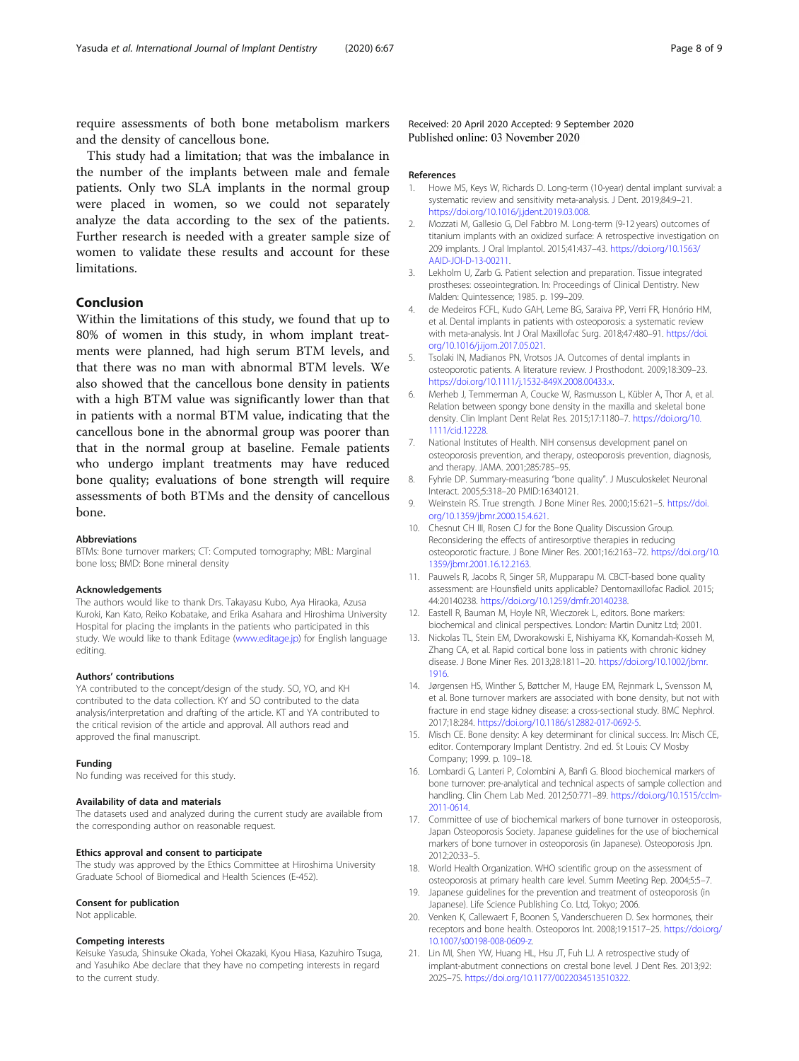require assessments of both bone metabolism markers and the density of cancellous bone.

This study had a limitation; that was the imbalance in the number of the implants between male and female patients. Only two SLA implants in the normal group were placed in women, so we could not separately analyze the data according to the sex of the patients. Further research is needed with a greater sample size of women to validate these results and account for these limitations.

## Conclusion

Within the limitations of this study, we found that up to 80% of women in this study, in whom implant treatments were planned, had high serum BTM levels, and that there was no man with abnormal BTM levels. We also showed that the cancellous bone density in patients with a high BTM value was significantly lower than that in patients with a normal BTM value, indicating that the cancellous bone in the abnormal group was poorer than that in the normal group at baseline. Female patients who undergo implant treatments may have reduced bone quality; evaluations of bone strength will require assessments of both BTMs and the density of cancellous bone.

#### Abbreviations

BTMs: Bone turnover markers; CT: Computed tomography; MBL: Marginal bone loss; BMD: Bone mineral density

#### Acknowledgements

The authors would like to thank Drs. Takayasu Kubo, Aya Hiraoka, Azusa Kuroki, Kan Kato, Reiko Kobatake, and Erika Asahara and Hiroshima University Hospital for placing the implants in the patients who participated in this study. We would like to thank Editage (www.editage.jp) for English language editing.

#### Authors' contributions

YA contributed to the concept/design of the study. SO, YO, and KH contributed to the data collection. KY and SO contributed to the data analysis/interpretation and drafting of the article. KT and YA contributed to the critical revision of the article and approval. All authors read and approved the final manuscript.

#### Funding

No funding was received for this study.

#### Availability of data and materials

The datasets used and analyzed during the current study are available from the corresponding author on reasonable request.

#### Ethics approval and consent to participate

The study was approved by the Ethics Committee at Hiroshima University Graduate School of Biomedical and Health Sciences (E-452).

#### Consent for publication

Not applicable.

#### Competing interests

Keisuke Yasuda, Shinsuke Okada, Yohei Okazaki, Kyou Hiasa, Kazuhiro Tsuga, and Yasuhiko Abe declare that they have no competing interests in regard to the current study.

Received: 20 April 2020 Accepted: 9 September 2020
Published online: 03 November 2020

#### References

1. Howe MS, Keys W, Richards D. Long-term (10-year) dental implant survival: a systematic review and sensitivity meta-analysis. J Dent. 2019;84:9–21. https://doi.org/10.1016/j.jdent.2019.03.008.
2. Mozzati M, Gallesio G, Del Fabbro M. Long-term (9-12 years) outcomes of titanium implants with an oxidized surface: A retrospective investigation on 209 implants. J Oral Implantol. 2015;41:437–43. https://doi.org/10.1563/AAID-JOI-D-13-00211.
3. Lekholm U, Zarb G. Patient selection and preparation. Tissue integrated prostheses: osseointegration. In: Proceedings of Clinical Dentistry. New Malden: Quintessence; 1985. p. 199–209.
4. de Medeiros FCFL, Kudo GAH, Leme BG, Saraiva PP, Verri FR, Honório HM, et al. Dental implants in patients with osteoporosis: a systematic review with meta-analysis. Int J Oral Maxillofac Surg. 2018;47:480–91. https://doi.org/10.1016/j.ijom.2017.05.021.
5. Tsolaki IN, Madianos PN, Vrotsos JA. Outcomes of dental implants in osteoporotic patients. A literature review. J Prosthodont. 2009;18:309–23. https://doi.org/10.1111/j.1532-849X.2008.00433.x.
6. Merheb J, Temmerman A, Coucke W, Rasmusson L, Kübler A, Thor A, et al. Relation between spongy bone density in the maxilla and skeletal bone density. Clin Implant Dent Relat Res. 2015;17:1180–7. https://doi.org/10.1111/cid.12228.
7. National Institutes of Health. NIH consensus development panel on osteoporosis prevention, and therapy, osteoporosis prevention, diagnosis, and therapy. JAMA. 2001;285:785–95.
8. Fyhrie DP. Summary-measuring "bone quality". J Musculoskelet Neuronal Interact. 2005;5:318–20 PMID:16340121.
9. Weinstein RS. True strength. J Bone Miner Res. 2000;15:621–5. https://doi.org/10.1359/jbmr.2000.15.4.621.
10. Chesnut CH III, Rosen CJ for the Bone Quality Discussion Group. Reconsidering the effects of antiresorptive therapies in reducing osteoporotic fracture. J Bone Miner Res. 2001;16:2163–72. https://doi.org/10.1359/jbmr.2001.16.12.2163.
11. Pauwels R, Jacobs R, Singer SR, Mupparapu M. CBCT-based bone quality assessment: are Hounsfield units applicable? Dentomaxillofac Radiol. 2015;44:20140238. https://doi.org/10.1259/dmfr.20140238.
12. Eastell R, Bauman M, Hoyle NR, Wieczorek L, editors. Bone markers: biochemical and clinical perspectives. London: Martin Dunitz Ltd; 2001.
13. Nickolas TL, Stein EM, Dworakowski E, Nishiyama KK, Komandah-Kosseh M, Zhang CA, et al. Rapid cortical bone loss in patients with chronic kidney disease. J Bone Miner Res. 2013;28:1811–20. https://doi.org/10.1002/jbmr.1916.
14. Jørgensen HS, Winther S, Bøttcher M, Hauge EM, Rejnmark L, Svensson M, et al. Bone turnover markers are associated with bone density, but not with fracture in end stage kidney disease: a cross-sectional study. BMC Nephrol. 2017;18:284. https://doi.org/10.1186/s12882-017-0692-5.
15. Misch CE. Bone density: A key determinant for clinical success. In: Misch CE, editor. Contemporary Implant Dentistry. 2nd ed. St Louis: CV Mosby Company; 1999. p. 109–18.
16. Lombardi G, Lanteri P, Colombini A, Banfi G. Blood biochemical markers of bone turnover: pre-analytical and technical aspects of sample collection and handling. Clin Chem Lab Med. 2012;50:771–89. https://doi.org/10.1515/cclm-2011-0614.
17. Committee of use of biochemical markers of bone turnover in osteoporosis, Japan Osteoporosis Society. Japanese guidelines for the use of biochemical markers of bone turnover in osteoporosis (in Japanese). Osteoporosis Jpn. 2012;20:33–5.
18. World Health Organization. WHO scientific group on the assessment of osteoporosis at primary health care level. Summ Meeting Rep. 2004;5:5–7.
19. Japanese guidelines for the prevention and treatment of osteoporosis (in Japanese). Life Science Publishing Co. Ltd, Tokyo; 2006.
20. Venken K, Callewaert F, Boonen S, Vanderschueren D. Sex hormones, their receptors and bone health. Osteoporos Int. 2008;19:1517–25. https://doi.org/10.1007/s00198-008-0609-z.
21. Lin MI, Shen YW, Huang HL, Hsu JT, Fuh LJ. A retrospective study of implant-abutment connections on crestal bone level. J Dent Res. 2013;92:202S–7S. https://doi.org/10.1177/0022034513510322.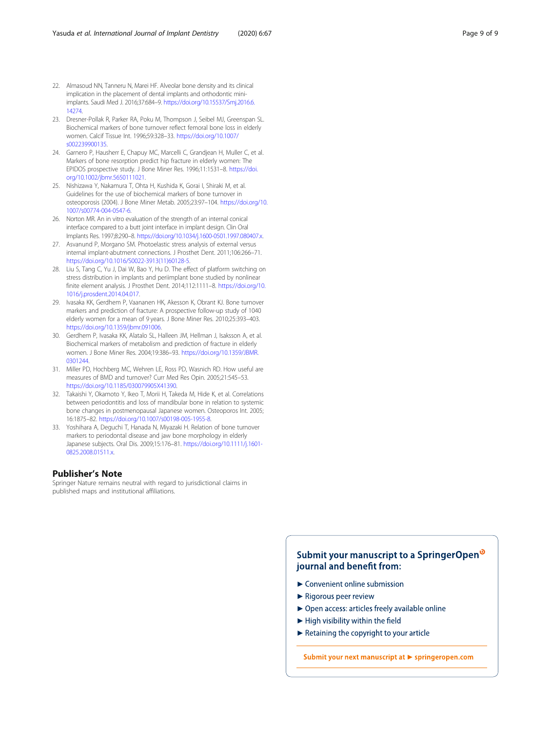22. Almasoud NN, Tanneru N, Marei HF. Alveolar bone density and its clinical implication in the placement of dental implants and orthodontic mini-implants. Saudi Med J. 2016;37:684–9. https://doi.org/10.15537/Smj.2016.6.14274.
23. Dresner-Pollak R, Parker RA, Poku M, Thompson J, Seibel MJ, Greenspan SL. Biochemical markers of bone turnover reflect femoral bone loss in elderly women. Calcif Tissue Int. 1996;59:328–33. https://doi.org/10.1007/s002239900135.
24. Garnero P, Hausherr E, Chapuy MC, Marcelli C, Grandjean H, Muller C, et al. Markers of bone resorption predict hip fracture in elderly women: The EPIDOS prospective study. J Bone Miner Res. 1996;11:1531–8. https://doi.org/10.1002/jbmr.5650111021.
25. Nishizawa Y, Nakamura T, Ohta H, Kushida K, Gorai I, Shiraki M, et al. Guidelines for the use of biochemical markers of bone turnover in osteoporosis (2004). J Bone Miner Metab. 2005;23:97–104. https://doi.org/10.1007/s00774-004-0547-6.
26. Norton MR. An in vitro evaluation of the strength of an internal conical interface compared to a butt joint interface in implant design. Clin Oral Implants Res. 1997;8:290–8. https://doi.org/10.1034/j.1600-0501.1997.080407.x.
27. Asvanund P, Morgano SM. Photoelastic stress analysis of external versus internal implant-abutment connections. J Prosthet Dent. 2011;106:266–71. https://doi.org/10.1016/S0022-3913(11)60128-5.
28. Liu S, Tang C, Yu J, Dai W, Bao Y, Hu D. The effect of platform switching on stress distribution in implants and periimplant bone studied by nonlinear finite element analysis. J Prosthet Dent. 2014;112:1111–8. https://doi.org/10.1016/j.prosdent.2014.04.017.
29. Ivasaka KK, Gerdhem P, Vaananen HK, Akesson K, Obrant KJ. Bone turnover markers and prediction of fracture: A prospective follow-up study of 1040 elderly women for a mean of 9 years. J Bone Miner Res. 2010;25:393–403. https://doi.org/10.1359/jbmr.091006.
30. Gerdhem P, Ivaska KK, Alatalo SL, Halleen JM, Hellman J, Isaksson A, et al. Biochemical markers of metabolism and prediction of fracture in elderly women. J Bone Miner Res. 2004;19:386–93. https://doi.org/10.1359/JBMR.0301244.
31. Miller PD, Hochberg MC, Wehren LE, Ross PD, Wasnich RD. How useful are measures of BMD and turnover? Curr Med Res Opin. 2005;21:545–53. https://doi.org/10.1185/030079905X41390.
32. Takaishi Y, Okamoto Y, Ikeo T, Morii H, Takeda M, Hide K, et al. Correlations between periodontitis and loss of mandibular bone in relation to systemic bone changes in postmenopausal Japanese women. Osteoporos Int. 2005;16:1875–82. https://doi.org/10.1007/s00198-005-1955-8.
33. Yoshihara A, Deguchi T, Hanada N, Miyazaki H. Relation of bone turnover markers to periodontal disease and jaw bone morphology in elderly Japanese subjects. Oral Dis. 2009;15:176–81. https://doi.org/10.1111/j.1601-0825.2008.01511.x.

## Publisher's Note

Springer Nature remains neutral with regard to jurisdictional claims in published maps and institutional affiliations.

**Submit your manuscript to a SpringerOpen journal and benefit from:**

- Convenient online submission
- Rigorous peer review
- Open access: articles freely available online
- High visibility within the field
- Retaining the copyright to your article

Submit your next manuscript at ► springeropen.com